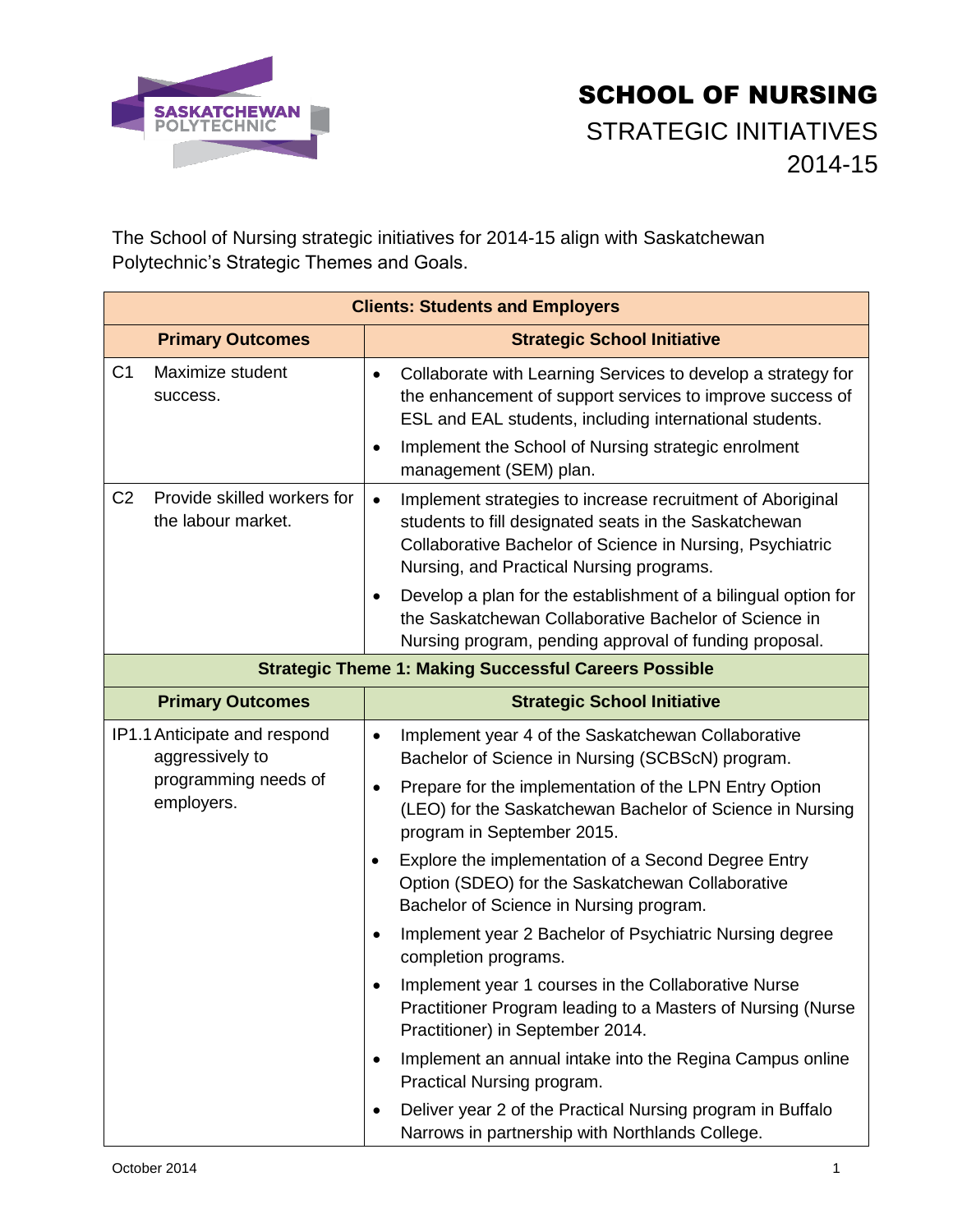# SCHOOL OF NURSING

## STRATEGIC INITIATIVES 2014-15

The School of Nursing strategic initiatives for 2014-15 align with Saskatchewan Polytechnic's Strategic Themes and Goals.

| Primary Outcomes | Strategic School Initiative |
|---|---|
| **Clients: Students and Employers** | |
| C1 Maximize student success. | • Collaborate with Learning Services to develop a strategy for the enhancement of support services to improve success of ESL and EAL students, including international students.<br>• Implement the School of Nursing strategic enrolment management (SEM) plan. |
| C2 Provide skilled workers for the labour market. | • Implement strategies to increase recruitment of Aboriginal students to fill designated seats in the Saskatchewan Collaborative Bachelor of Science in Nursing, Psychiatric Nursing, and Practical Nursing programs.<br>• Develop a plan for the establishment of a bilingual option for the Saskatchewan Collaborative Bachelor of Science in Nursing program, pending approval of funding proposal. |
| **Strategic Theme 1: Making Successful Careers Possible** | |
| **Primary Outcomes** | **Strategic School Initiative** |
| IP1.1 Anticipate and respond aggressively to programming needs of employers. | • Implement year 4 of the Saskatchewan Collaborative Bachelor of Science in Nursing (SCBScN) program.<br>• Prepare for the implementation of the LPN Entry Option (LEO) for the Saskatchewan Bachelor of Science in Nursing program in September 2015.<br>• Explore the implementation of a Second Degree Entry Option (SDEO) for the Saskatchewan Collaborative Bachelor of Science in Nursing program.<br>• Implement year 2 Bachelor of Psychiatric Nursing degree completion programs.<br>• Implement year 1 courses in the Collaborative Nurse Practitioner Program leading to a Masters of Nursing (Nurse Practitioner) in September 2014.<br>• Implement an annual intake into the Regina Campus online Practical Nursing program.<br>• Deliver year 2 of the Practical Nursing program in Buffalo Narrows in partnership with Northlands College. |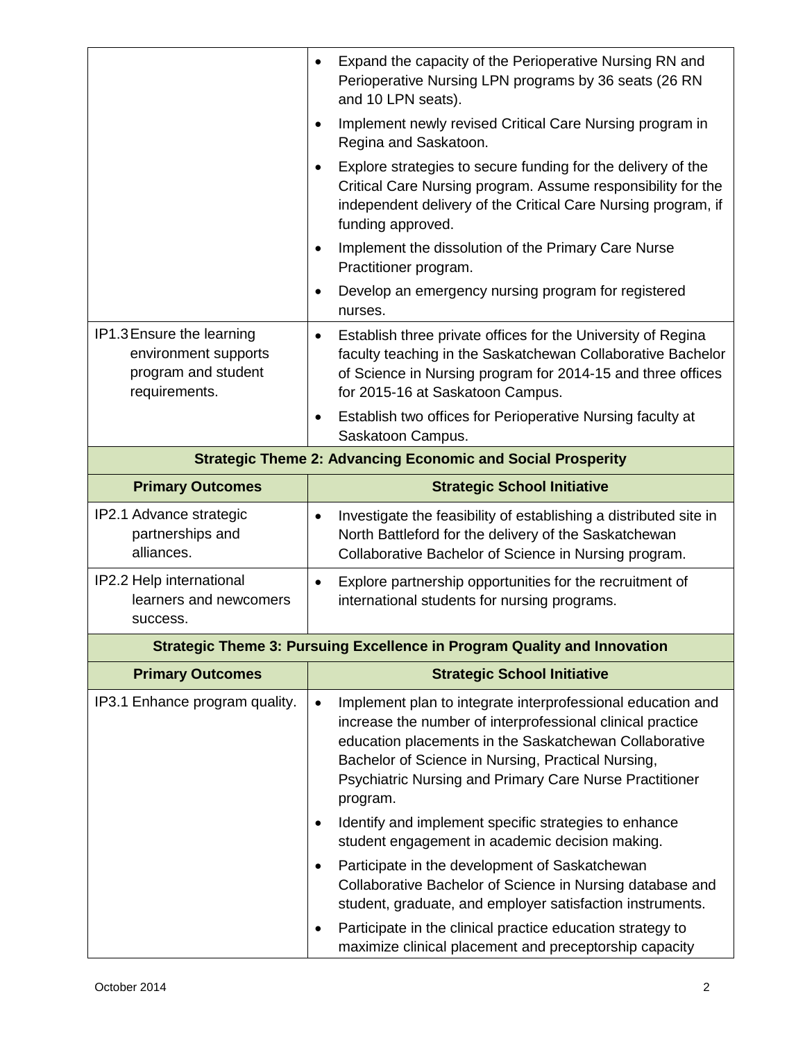| | |
|---|---|
| | • Expand the capacity of the Perioperative Nursing RN and Perioperative Nursing LPN programs by 36 seats (26 RN and 10 LPN seats).<br>• Implement newly revised Critical Care Nursing program in Regina and Saskatoon.<br>• Explore strategies to secure funding for the delivery of the Critical Care Nursing program. Assume responsibility for the independent delivery of the Critical Care Nursing program, if funding approved.<br>• Implement the dissolution of the Primary Care Nurse Practitioner program.<br>• Develop an emergency nursing program for registered nurses. |
| IP1.3 Ensure the learning environment supports program and student requirements. | • Establish three private offices for the University of Regina faculty teaching in the Saskatchewan Collaborative Bachelor of Science in Nursing program for 2014-15 and three offices for 2015-16 at Saskatoon Campus.<br>• Establish two offices for Perioperative Nursing faculty at Saskatoon Campus. |
| **Strategic Theme 2: Advancing Economic and Social Prosperity** | |
| **Primary Outcomes** | **Strategic School Initiative** |
| IP2.1 Advance strategic partnerships and alliances. | • Investigate the feasibility of establishing a distributed site in North Battleford for the delivery of the Saskatchewan Collaborative Bachelor of Science in Nursing program. |
| IP2.2 Help international learners and newcomers success. | • Explore partnership opportunities for the recruitment of international students for nursing programs. |
| **Strategic Theme 3: Pursuing Excellence in Program Quality and Innovation** | |
| **Primary Outcomes** | **Strategic School Initiative** |
| IP3.1 Enhance program quality. | • Implement plan to integrate interprofessional education and increase the number of interprofessional clinical practice education placements in the Saskatchewan Collaborative Bachelor of Science in Nursing, Practical Nursing, Psychiatric Nursing and Primary Care Nurse Practitioner program.<br>• Identify and implement specific strategies to enhance student engagement in academic decision making.<br>• Participate in the development of Saskatchewan Collaborative Bachelor of Science in Nursing database and student, graduate, and employer satisfaction instruments.<br>• Participate in the clinical practice education strategy to maximize clinical placement and preceptorship capacity |

October 2014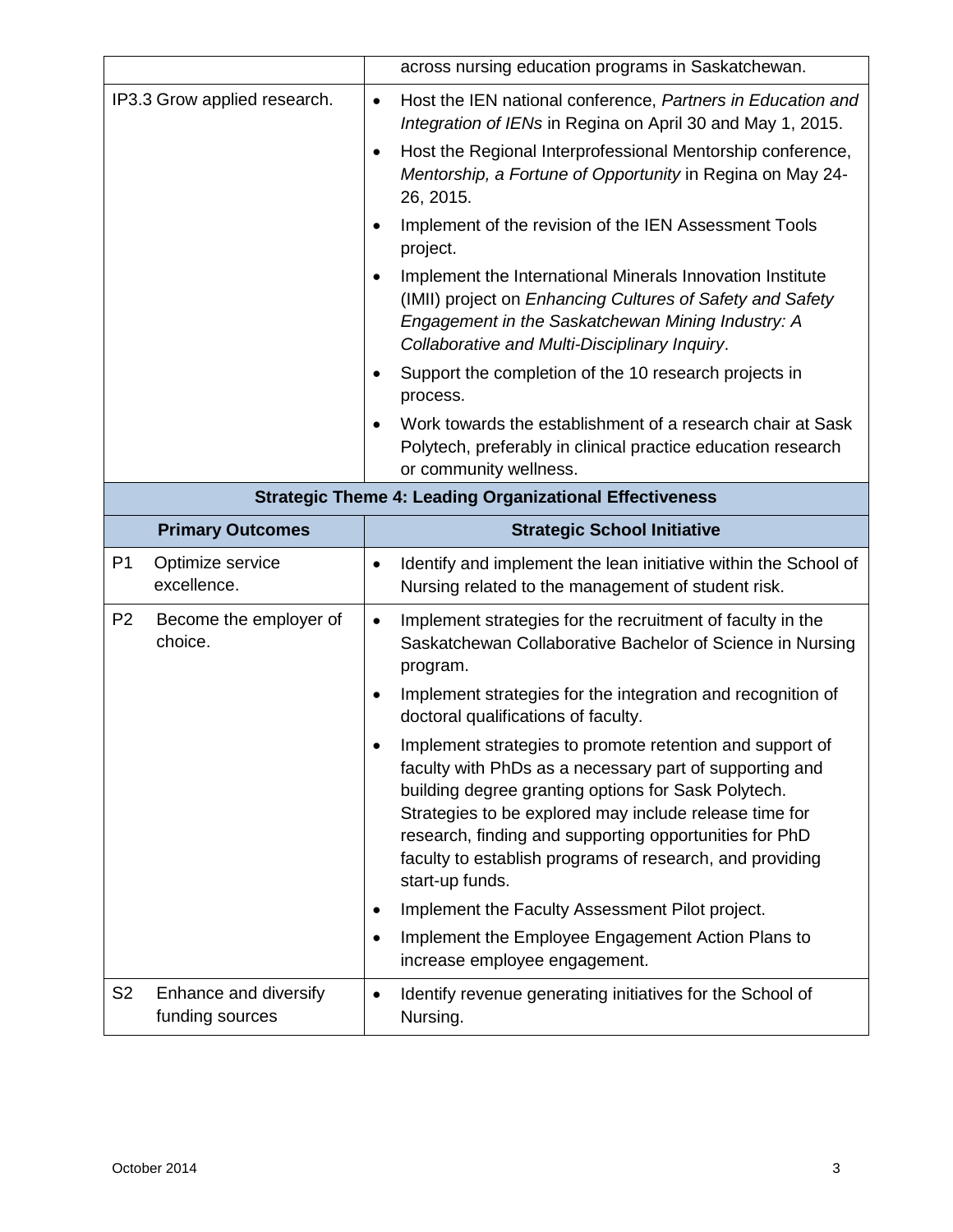| | |
|---|---|
| | across nursing education programs in Saskatchewan. |
| IP3.3 Grow applied research. | • Host the IEN national conference, *Partners in Education and Integration of IENs* in Regina on April 30 and May 1, 2015.<br>• Host the Regional Interprofessional Mentorship conference, *Mentorship, a Fortune of Opportunity* in Regina on May 24-26, 2015.<br>• Implement of the revision of the IEN Assessment Tools project.<br>• Implement the International Minerals Innovation Institute (IMII) project on *Enhancing Cultures of Safety and Safety Engagement in the Saskatchewan Mining Industry: A Collaborative and Multi-Disciplinary Inquiry*.<br>• Support the completion of the 10 research projects in process.<br>• Work towards the establishment of a research chair at Sask Polytech, preferably in clinical practice education research or community wellness. |
| **Strategic Theme 4: Leading Organizational Effectiveness** | |
| **Primary Outcomes** | **Strategic School Initiative** |
| P1 Optimize service excellence. | • Identify and implement the lean initiative within the School of Nursing related to the management of student risk. |
| P2 Become the employer of choice. | • Implement strategies for the recruitment of faculty in the Saskatchewan Collaborative Bachelor of Science in Nursing program.<br>• Implement strategies for the integration and recognition of doctoral qualifications of faculty.<br>• Implement strategies to promote retention and support of faculty with PhDs as a necessary part of supporting and building degree granting options for Sask Polytech. Strategies to be explored may include release time for research, finding and supporting opportunities for PhD faculty to establish programs of research, and providing start-up funds.<br>• Implement the Faculty Assessment Pilot project.<br>• Implement the Employee Engagement Action Plans to increase employee engagement. |
| S2 Enhance and diversify funding sources | • Identify revenue generating initiatives for the School of Nursing. |

October 2014